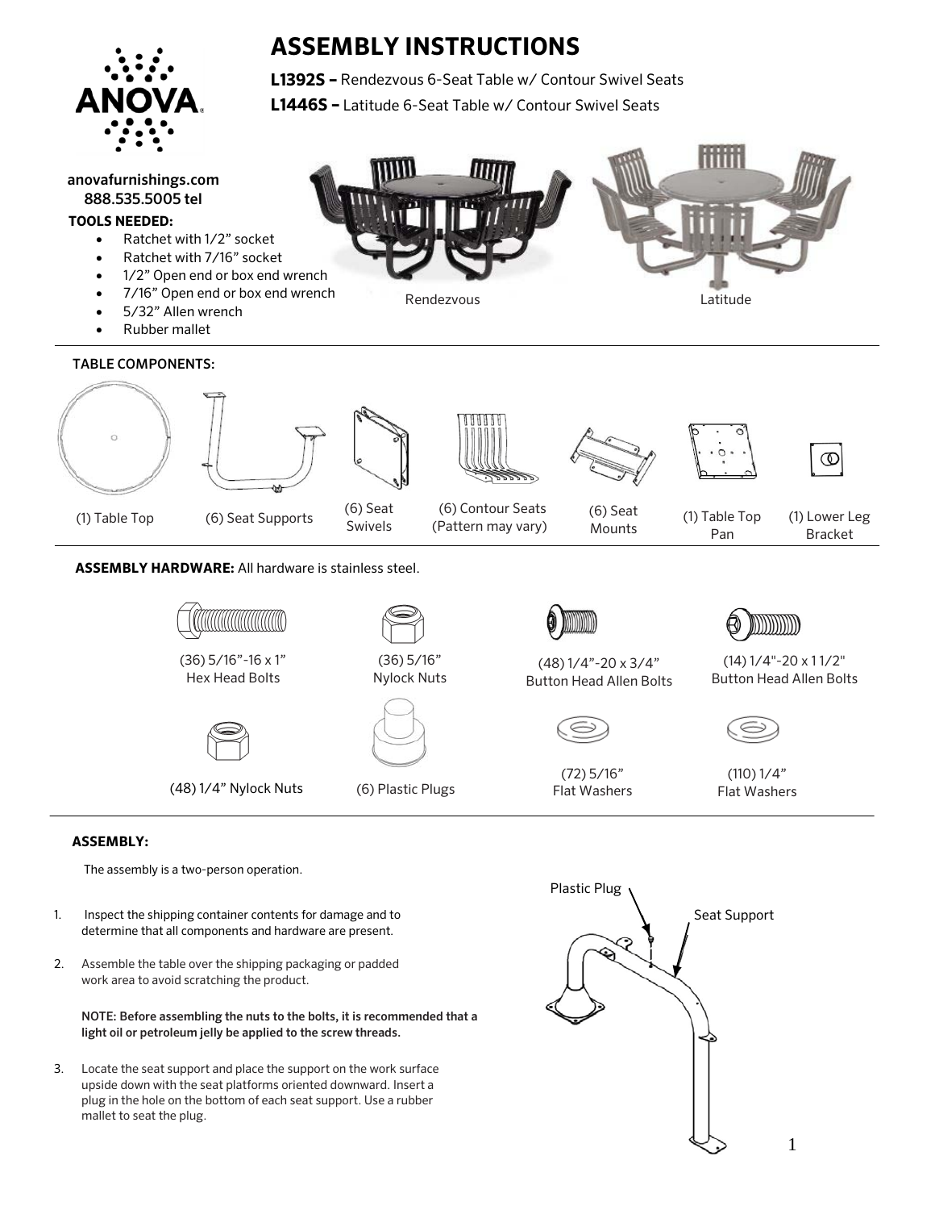# ASSEMBLY INSTRUCTIONS

**L1392S –** Rendezvous 6-Seat Table w/ Contour Swivel Seats

**L1446S –** Latitude 6-Seat Table w/ Contour Swivel Seats

**anovafurnishings.com**
**888.535.5005 tel**

**TOOLS NEEDED:**

- Ratchet with 1/2" socket
- Ratchet with 7/16" socket
- 1/2" Open end or box end wrench
- 7/16" Open end or box end wrench
- 5/32" Allen wrench
- Rubber mallet

Rendezvous

Latitude

**TABLE COMPONENTS:**

(1) Table Top

(6) Seat Supports

(6) Seat Swivels

(6) Contour Seats (Pattern may vary)

(6) Seat Mounts

(1) Table Top Pan

(1) Lower Leg Bracket

**ASSEMBLY HARDWARE:** All hardware is stainless steel.

(36) 5/16"-16 x 1" Hex Head Bolts

(36) 5/16" Nylock Nuts

(48) 1/4"-20 x 3/4" Button Head Allen Bolts

(14) 1/4"-20 x 1 1/2" Button Head Allen Bolts

(48) 1/4" Nylock Nuts

(6) Plastic Plugs

(72) 5/16" Flat Washers

(110) 1/4" Flat Washers

**ASSEMBLY:**

The assembly is a two-person operation.

1. Inspect the shipping container contents for damage and to determine that all components and hardware are present.
2. Assemble the table over the shipping packaging or padded work area to avoid scratching the product.

   **NOTE: Before assembling the nuts to the bolts, it is recommended that a light oil or petroleum jelly be applied to the screw threads.**

3. Locate the seat support and place the support on the work surface upside down with the seat platforms oriented downward. Insert a plug in the hole on the bottom of each seat support. Use a rubber mallet to seat the plug.

Plastic Plug

Seat Support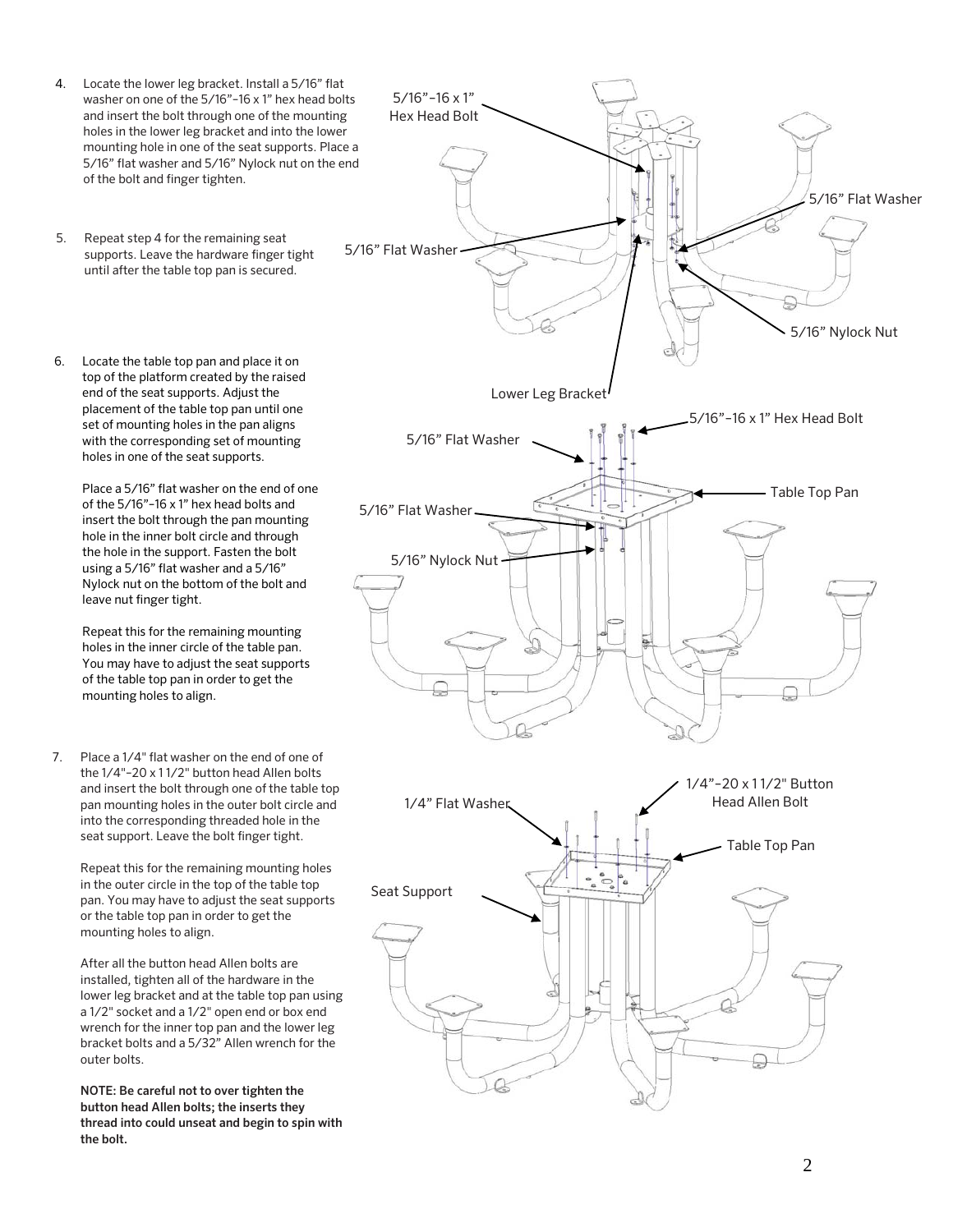4. Locate the lower leg bracket. Install a 5/16" flat washer on one of the 5/16"-16 x 1" hex head bolts and insert the bolt through one of the mounting holes in the lower leg bracket and into the lower mounting hole in one of the seat supports. Place a 5/16" flat washer and 5/16" Nylock nut on the end of the bolt and finger tighten.

5. Repeat step 4 for the remaining seat supports. Leave the hardware finger tight until after the table top pan is secured.

6. Locate the table top pan and place it on top of the platform created by the raised end of the seat supports. Adjust the placement of the table top pan until one set of mounting holes in the pan aligns with the corresponding set of mounting holes in one of the seat supports.

   Place a 5/16" flat washer on the end of one of the 5/16"-16 x 1" hex head bolts and insert the bolt through the pan mounting hole in the inner bolt circle and through the hole in the support. Fasten the bolt using a 5/16" flat washer and a 5/16" Nylock nut on the bottom of the bolt and leave nut finger tight.

   Repeat this for the remaining mounting holes in the inner circle of the table pan. You may have to adjust the seat supports of the table top pan in order to get the mounting holes to align.

7. Place a 1/4" flat washer on the end of one of the 1/4"-20 x 1 1/2" button head Allen bolts and insert the bolt through one of the table top pan mounting holes in the outer bolt circle and into the corresponding threaded hole in the seat support. Leave the bolt finger tight.

   Repeat this for the remaining mounting holes in the outer circle in the top of the table top pan. You may have to adjust the seat supports or the table top pan in order to get the mounting holes to align.

   After all the button head Allen bolts are installed, tighten all of the hardware in the lower leg bracket and at the table top pan using a 1/2" socket and a 1/2" open end or box end wrench for the inner top pan and the lower leg bracket bolts and a 5/32" Allen wrench for the outer bolts.

   **NOTE: Be careful not to over tighten the button head Allen bolts; the inserts they thread into could unseat and begin to spin with the bolt.**

5/16"-16 x 1" Hex Head Bolt

5/16" Flat Washer

5/16" Flat Washer

5/16" Nylock Nut

Lower Leg Bracket

5/16"-16 x 1" Hex Head Bolt

5/16" Flat Washer

Table Top Pan

5/16" Flat Washer

5/16" Nylock Nut

1/4"-20 x 1 1/2" Button Head Allen Bolt

1/4" Flat Washer

Table Top Pan

Seat Support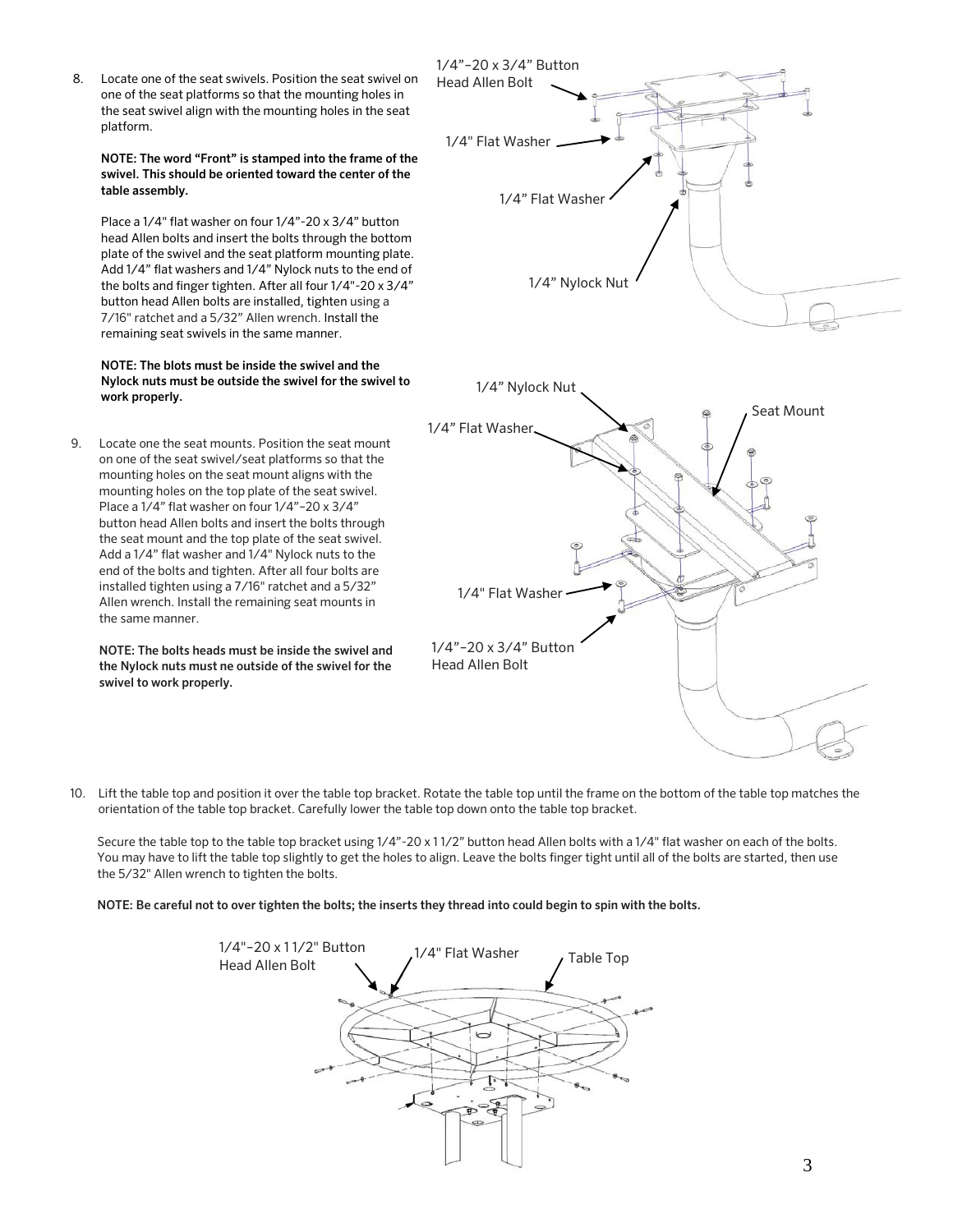8. Locate one of the seat swivels. Position the seat swivel on one of the seat platforms so that the mounting holes in the seat swivel align with the mounting holes in the seat platform.

   **NOTE: The word "Front" is stamped into the frame of the swivel. This should be oriented toward the center of the table assembly.**

   Place a 1/4" flat washer on four 1/4"-20 x 3/4" button head Allen bolts and insert the bolts through the bottom plate of the swivel and the seat platform mounting plate. Add 1/4" flat washers and 1/4" Nylock nuts to the end of the bolts and finger tighten. After all four 1/4"-20 x 3/4" button head Allen bolts are installed, tighten using a 7/16" ratchet and a 5/32" Allen wrench. Install the remaining seat swivels in the same manner.

   **NOTE: The blots must be inside the swivel and the Nylock nuts must be outside the swivel for the swivel to work properly.**

9. Locate one the seat mounts. Position the seat mount on one of the seat swivel/seat platforms so that the mounting holes on the seat mount aligns with the mounting holes on the top plate of the seat swivel. Place a 1/4" flat washer on four 1/4"-20 x 3/4" button head Allen bolts and insert the bolts through the seat mount and the top plate of the seat swivel. Add a 1/4" flat washer and 1/4" Nylock nuts to the end of the bolts and tighten. After all four bolts are installed tighten using a 7/16" ratchet and a 5/32" Allen wrench. Install the remaining seat mounts in the same manner.

   **NOTE: The bolts heads must be inside the swivel and the Nylock nuts must ne outside of the swivel for the swivel to work properly.**

10. Lift the table top and position it over the table top bracket. Rotate the table top until the frame on the bottom of the table top matches the orientation of the table top bracket. Carefully lower the table top down onto the table top bracket.

    Secure the table top to the table top bracket using 1/4"-20 x 1 1/2" button head Allen bolts with a 1/4" flat washer on each of the bolts. You may have to lift the table top slightly to get the holes to align. Leave the bolts finger tight until all of the bolts are started, then use the 5/32" Allen wrench to tighten the bolts.

    **NOTE: Be careful not to over tighten the bolts; the inserts they thread into could begin to spin with the bolts.**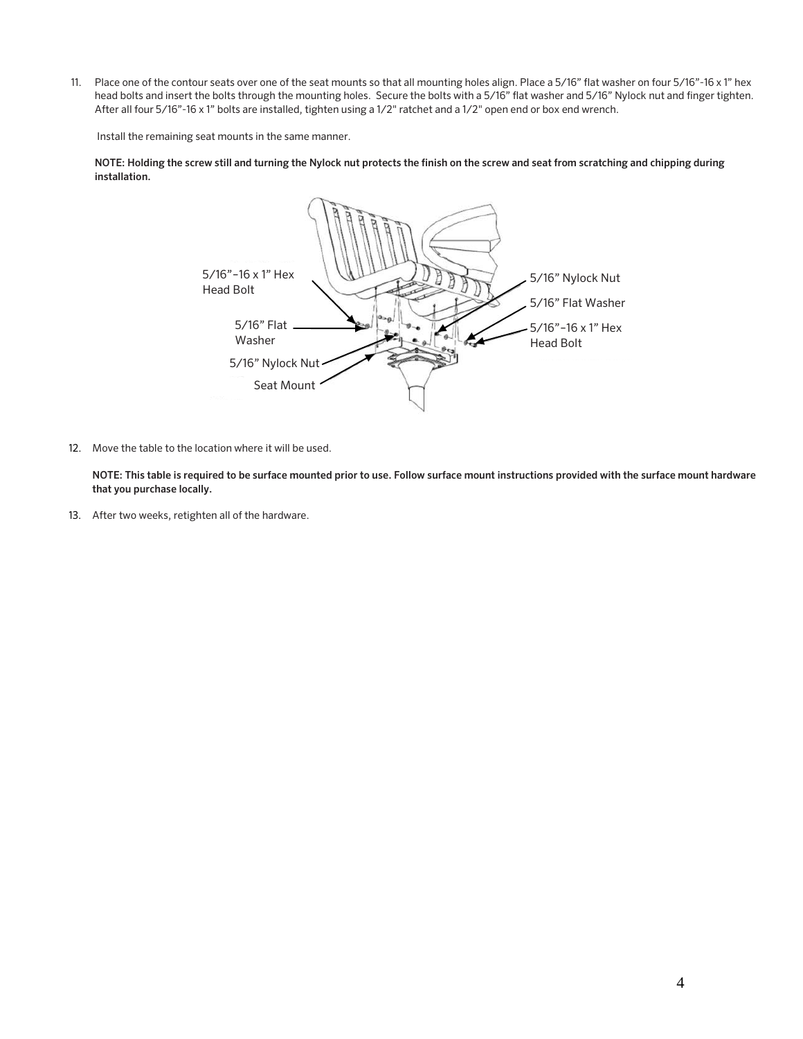11. Place one of the contour seats over one of the seat mounts so that all mounting holes align. Place a 5/16" flat washer on four 5/16"-16 x 1" hex head bolts and insert the bolts through the mounting holes. Secure the bolts with a 5/16" flat washer and 5/16" Nylock nut and finger tighten. After all four 5/16"-16 x 1" bolts are installed, tighten using a 1/2" ratchet and a 1/2" open end or box end wrench.

    Install the remaining seat mounts in the same manner.

    **NOTE: Holding the screw still and turning the Nylock nut protects the finish on the screw and seat from scratching and chipping during installation.**

    5/16"–16 x 1" Hex Head Bolt

    5/16" Flat Washer

    5/16" Nylock Nut

    Seat Mount

    5/16" Nylock Nut

    5/16" Flat Washer

    5/16"–16 x 1" Hex Head Bolt

12. Move the table to the location where it will be used.

    **NOTE: This table is required to be surface mounted prior to use. Follow surface mount instructions provided with the surface mount hardware that you purchase locally.**

13. After two weeks, retighten all of the hardware.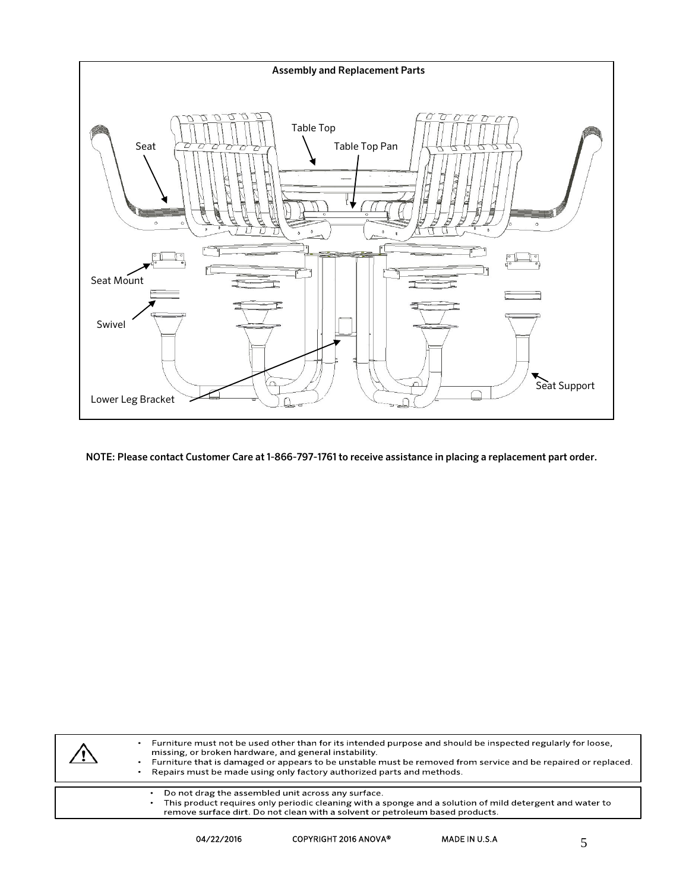**Assembly and Replacement Parts**

Table Top

Seat

Table Top Pan

Seat Mount

Swivel

Seat Support

Lower Leg Bracket

**NOTE: Please contact Customer Care at 1-866-797-1761 to receive assistance in placing a replacement part order.**

- Furniture must not be used other than for its intended purpose and should be inspected regularly for loose, missing, or broken hardware, and general instability.
- Furniture that is damaged or appears to be unstable must be removed from service and be repaired or replaced.
- Repairs must be made using only factory authorized parts and methods.

- Do not drag the assembled unit across any surface.
- This product requires only periodic cleaning with a sponge and a solution of mild detergent and water to remove surface dirt. Do not clean with a solvent or petroleum based products.

04/22/2016 COPYRIGHT 2016 ANOVA® MADE IN U.S.A